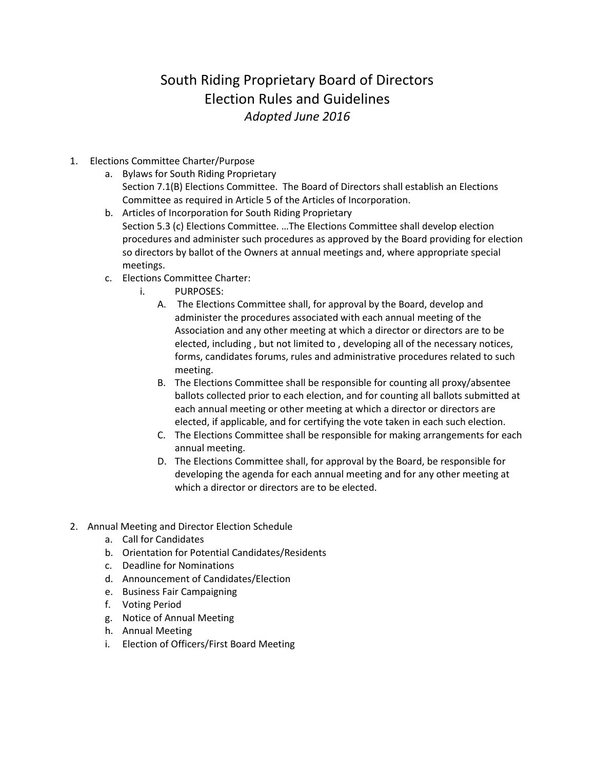# South Riding Proprietary Board of Directors
# Election Rules and Guidelines
*Adopted June 2016*

1. Elections Committee Charter/Purpose
   a. Bylaws for South Riding Proprietary
      Section 7.1(B) Elections Committee. The Board of Directors shall establish an Elections Committee as required in Article 5 of the Articles of Incorporation.
   b. Articles of Incorporation for South Riding Proprietary
      Section 5.3 (c) Elections Committee. …The Elections Committee shall develop election procedures and administer such procedures as approved by the Board providing for election so directors by ballot of the Owners at annual meetings and, where appropriate special meetings.
   c. Elections Committee Charter:
      i. PURPOSES:
         A. The Elections Committee shall, for approval by the Board, develop and administer the procedures associated with each annual meeting of the Association and any other meeting at which a director or directors are to be elected, including , but not limited to , developing all of the necessary notices, forms, candidates forums, rules and administrative procedures related to such meeting.
         B. The Elections Committee shall be responsible for counting all proxy/absentee ballots collected prior to each election, and for counting all ballots submitted at each annual meeting or other meeting at which a director or directors are elected, if applicable, and for certifying the vote taken in each such election.
         C. The Elections Committee shall be responsible for making arrangements for each annual meeting.
         D. The Elections Committee shall, for approval by the Board, be responsible for developing the agenda for each annual meeting and for any other meeting at which a director or directors are to be elected.

2. Annual Meeting and Director Election Schedule
   a. Call for Candidates
   b. Orientation for Potential Candidates/Residents
   c. Deadline for Nominations
   d. Announcement of Candidates/Election
   e. Business Fair Campaigning
   f. Voting Period
   g. Notice of Annual Meeting
   h. Annual Meeting
   i. Election of Officers/First Board Meeting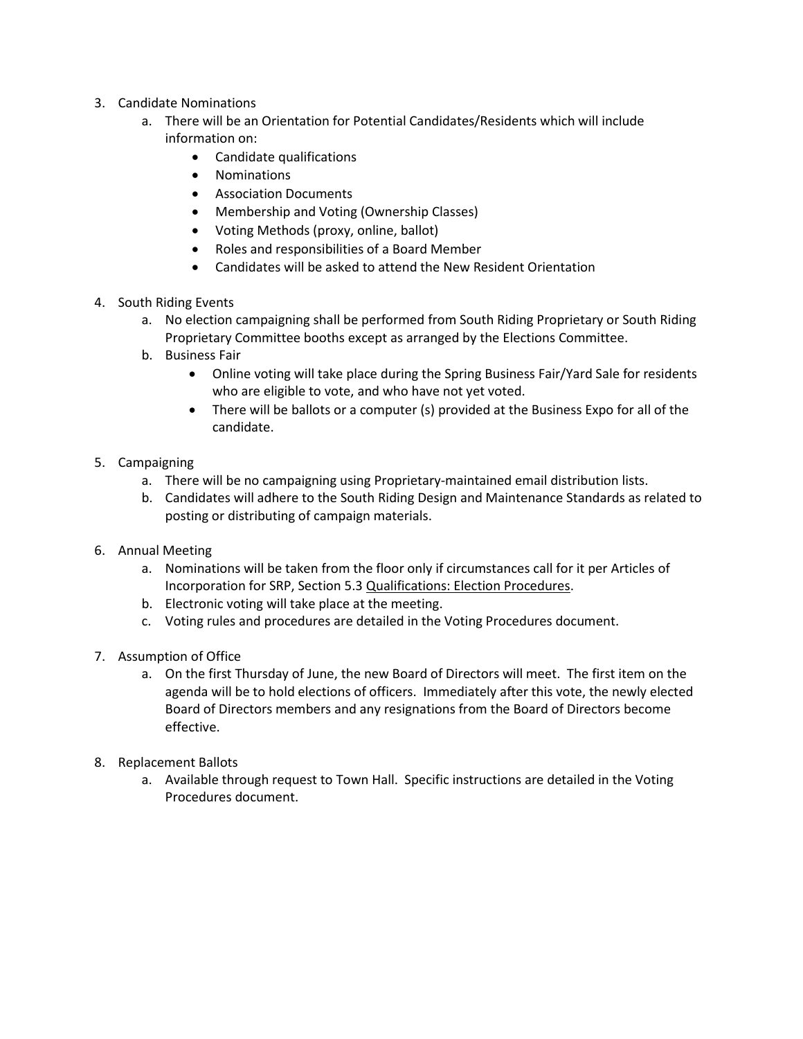3. Candidate Nominations
    a. There will be an Orientation for Potential Candidates/Residents which will include information on:
        - Candidate qualifications
        - Nominations
        - Association Documents
        - Membership and Voting (Ownership Classes)
        - Voting Methods (proxy, online, ballot)
        - Roles and responsibilities of a Board Member
        - Candidates will be asked to attend the New Resident Orientation

4. South Riding Events
    a. No election campaigning shall be performed from South Riding Proprietary or South Riding Proprietary Committee booths except as arranged by the Elections Committee.
    b. Business Fair
        - Online voting will take place during the Spring Business Fair/Yard Sale for residents who are eligible to vote, and who have not yet voted.
        - There will be ballots or a computer (s) provided at the Business Expo for all of the candidate.

5. Campaigning
    a. There will be no campaigning using Proprietary-maintained email distribution lists.
    b. Candidates will adhere to the South Riding Design and Maintenance Standards as related to posting or distributing of campaign materials.

6. Annual Meeting
    a. Nominations will be taken from the floor only if circumstances call for it per Articles of Incorporation for SRP, Section 5.3 Qualifications: Election Procedures.
    b. Electronic voting will take place at the meeting.
    c. Voting rules and procedures are detailed in the Voting Procedures document.

7. Assumption of Office
    a. On the first Thursday of June, the new Board of Directors will meet. The first item on the agenda will be to hold elections of officers. Immediately after this vote, the newly elected Board of Directors members and any resignations from the Board of Directors become effective.

8. Replacement Ballots
    a. Available through request to Town Hall. Specific instructions are detailed in the Voting Procedures document.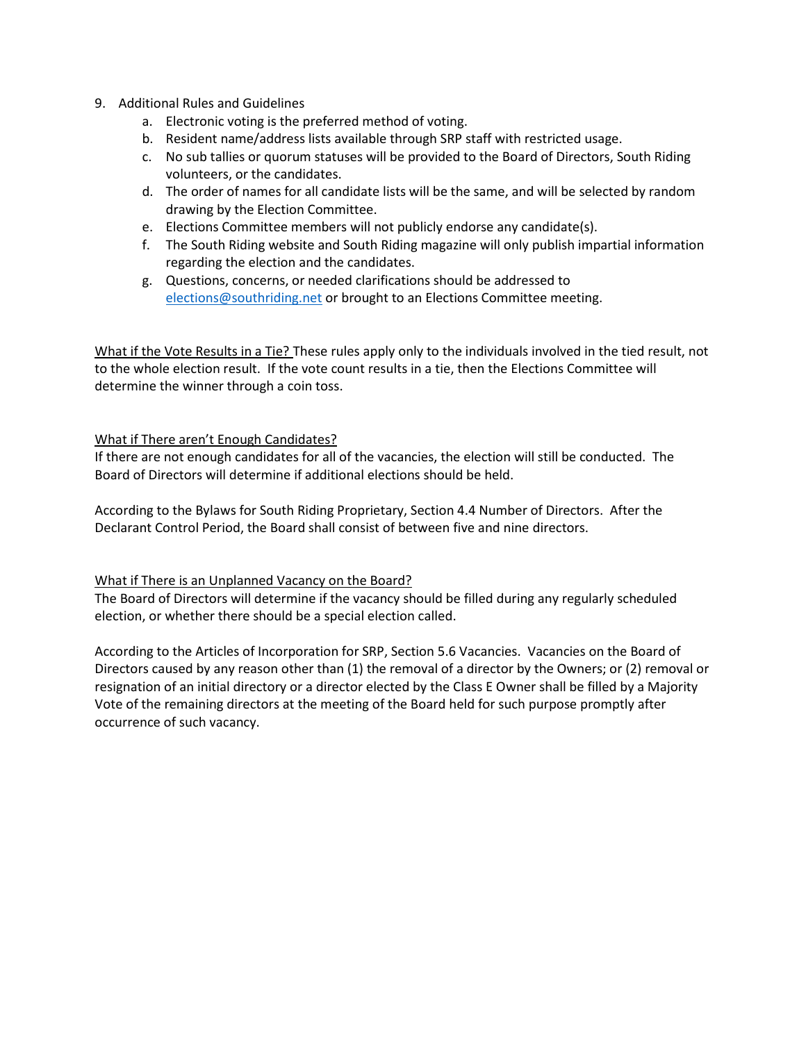9. Additional Rules and Guidelines
    a. Electronic voting is the preferred method of voting.
    b. Resident name/address lists available through SRP staff with restricted usage.
    c. No sub tallies or quorum statuses will be provided to the Board of Directors, South Riding volunteers, or the candidates.
    d. The order of names for all candidate lists will be the same, and will be selected by random drawing by the Election Committee.
    e. Elections Committee members will not publicly endorse any candidate(s).
    f. The South Riding website and South Riding magazine will only publish impartial information regarding the election and the candidates.
    g. Questions, concerns, or needed clarifications should be addressed to elections@southriding.net or brought to an Elections Committee meeting.

What if the Vote Results in a Tie? These rules apply only to the individuals involved in the tied result, not to the whole election result. If the vote count results in a tie, then the Elections Committee will determine the winner through a coin toss.

What if There aren't Enough Candidates?

If there are not enough candidates for all of the vacancies, the election will still be conducted. The Board of Directors will determine if additional elections should be held.

According to the Bylaws for South Riding Proprietary, Section 4.4 Number of Directors. After the Declarant Control Period, the Board shall consist of between five and nine directors.

What if There is an Unplanned Vacancy on the Board?

The Board of Directors will determine if the vacancy should be filled during any regularly scheduled election, or whether there should be a special election called.

According to the Articles of Incorporation for SRP, Section 5.6 Vacancies. Vacancies on the Board of Directors caused by any reason other than (1) the removal of a director by the Owners; or (2) removal or resignation of an initial directory or a director elected by the Class E Owner shall be filled by a Majority Vote of the remaining directors at the meeting of the Board held for such purpose promptly after occurrence of such vacancy.